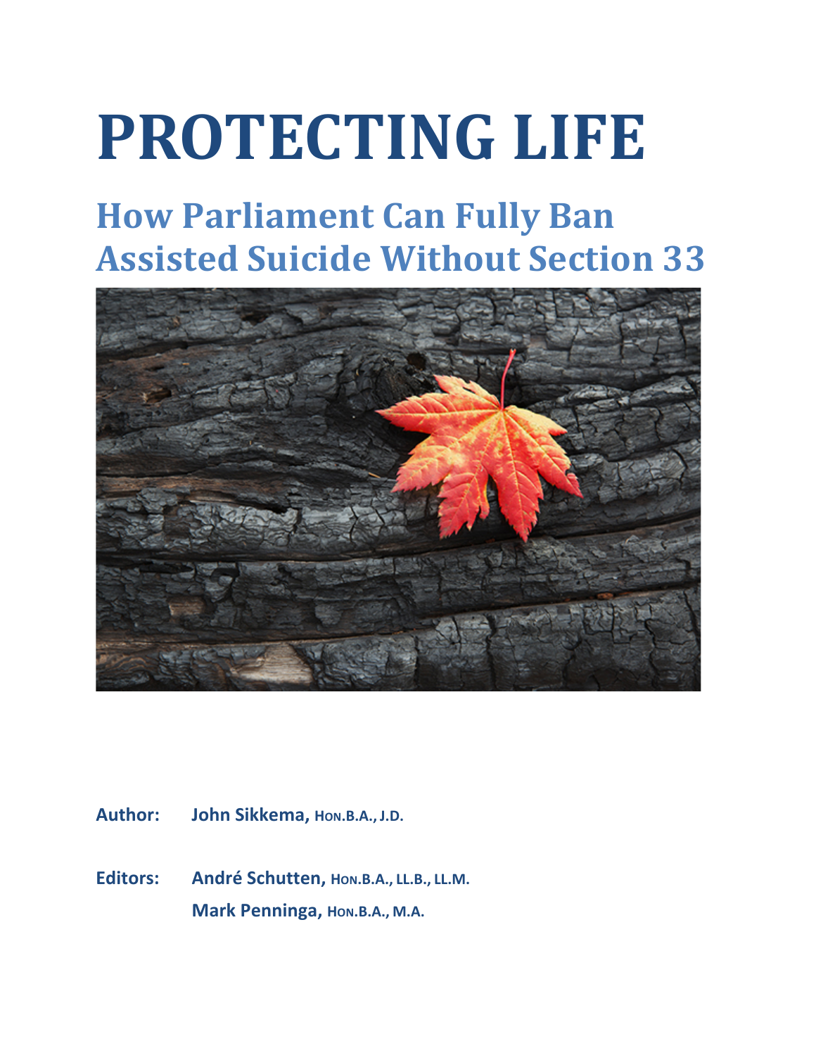# PROTECTING LIFE

## How Parliament Can Fully Ban Assisted Suicide Without Section 33

**Author:** **John Sikkema,** HON.B.A., J.D.

**Editors:** **André Schutten,** HON.B.A., LL.B., LL.M.

**Mark Penninga,** HON.B.A., M.A.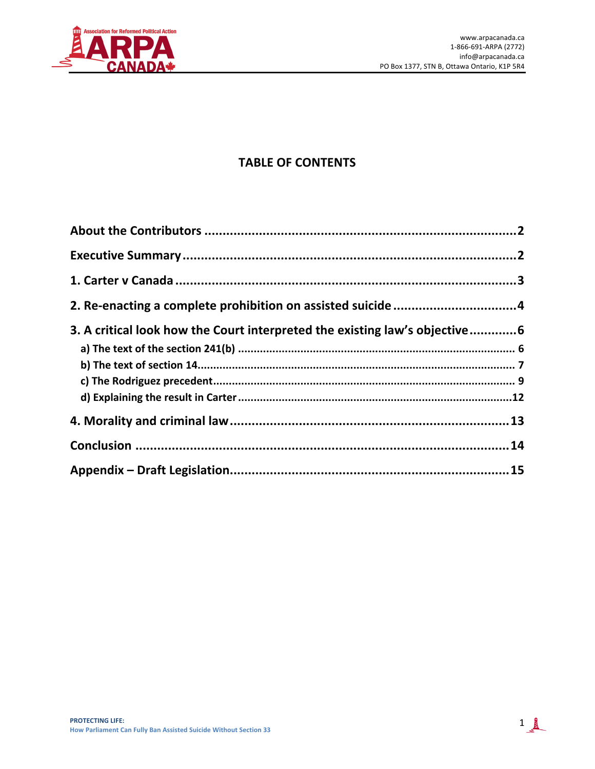## TABLE OF CONTENTS

**About the Contributors** .......... **2**

**Executive Summary** .......... **2**

**1. Carter v Canada** .......... **3**

**2. Re-enacting a complete prohibition on assisted suicide** .......... **4**

**3. A critical look how the Court interpreted the existing law's objective** .......... **6**

- **a) The text of the section 241(b)** .......... **6**
- **b) The text of section 14** .......... **7**
- **c) The Rodriguez precedent** .......... **9**
- **d) Explaining the result in Carter** .......... **12**

**4. Morality and criminal law** .......... **13**

**Conclusion** .......... **14**

**Appendix – Draft Legislation** .......... **15**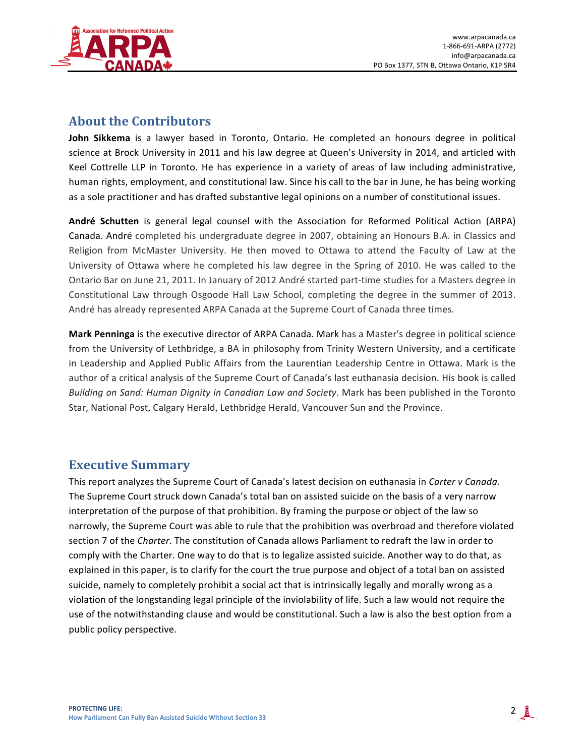## About the Contributors

**John Sikkema** is a lawyer based in Toronto, Ontario. He completed an honours degree in political science at Brock University in 2011 and his law degree at Queen's University in 2014, and articled with Keel Cottrelle LLP in Toronto. He has experience in a variety of areas of law including administrative, human rights, employment, and constitutional law. Since his call to the bar in June, he has being working as a sole practitioner and has drafted substantive legal opinions on a number of constitutional issues.

**André Schutten** is general legal counsel with the Association for Reformed Political Action (ARPA) Canada. André completed his undergraduate degree in 2007, obtaining an Honours B.A. in Classics and Religion from McMaster University. He then moved to Ottawa to attend the Faculty of Law at the University of Ottawa where he completed his law degree in the Spring of 2010. He was called to the Ontario Bar on June 21, 2011. In January of 2012 André started part-time studies for a Masters degree in Constitutional Law through Osgoode Hall Law School, completing the degree in the summer of 2013. André has already represented ARPA Canada at the Supreme Court of Canada three times.

**Mark Penninga** is the executive director of ARPA Canada. Mark has a Master's degree in political science from the University of Lethbridge, a BA in philosophy from Trinity Western University, and a certificate in Leadership and Applied Public Affairs from the Laurentian Leadership Centre in Ottawa. Mark is the author of a critical analysis of the Supreme Court of Canada's last euthanasia decision. His book is called *Building on Sand: Human Dignity in Canadian Law and Society*. Mark has been published in the Toronto Star, National Post, Calgary Herald, Lethbridge Herald, Vancouver Sun and the Province.

## Executive Summary

This report analyzes the Supreme Court of Canada's latest decision on euthanasia in *Carter v Canada*. The Supreme Court struck down Canada's total ban on assisted suicide on the basis of a very narrow interpretation of the purpose of that prohibition. By framing the purpose or object of the law so narrowly, the Supreme Court was able to rule that the prohibition was overbroad and therefore violated section 7 of the *Charter*. The constitution of Canada allows Parliament to redraft the law in order to comply with the Charter. One way to do that is to legalize assisted suicide. Another way to do that, as explained in this paper, is to clarify for the court the true purpose and object of a total ban on assisted suicide, namely to completely prohibit a social act that is intrinsically legally and morally wrong as a violation of the longstanding legal principle of the inviolability of life. Such a law would not require the use of the notwithstanding clause and would be constitutional. Such a law is also the best option from a public policy perspective.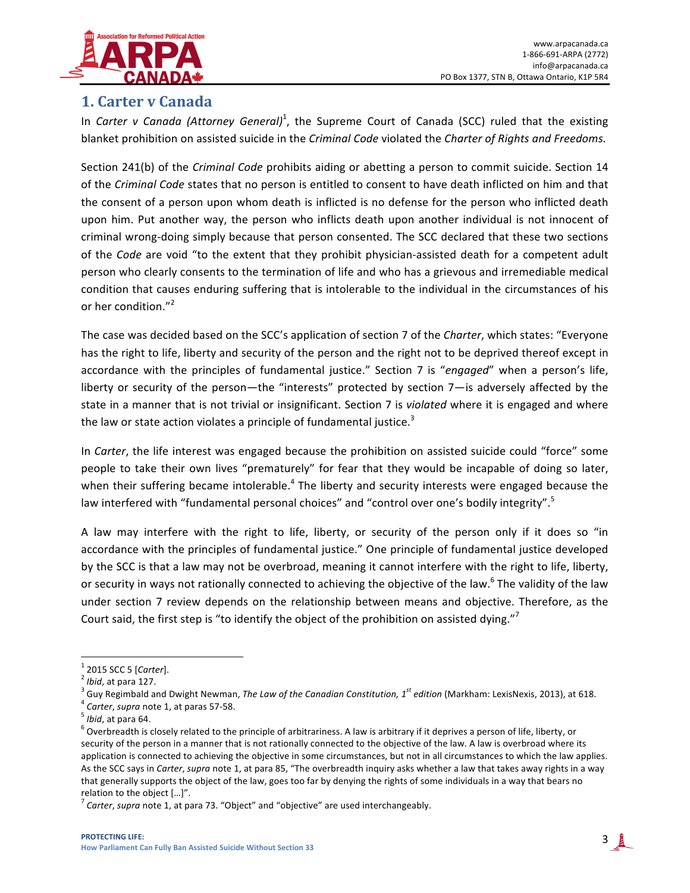## 1. Carter v Canada

In *Carter v Canada (Attorney General)*[1], the Supreme Court of Canada (SCC) ruled that the existing blanket prohibition on assisted suicide in the *Criminal Code* violated the *Charter of Rights and Freedoms.*

Section 241(b) of the *Criminal Code* prohibits aiding or abetting a person to commit suicide. Section 14 of the *Criminal Code* states that no person is entitled to consent to have death inflicted on him and that the consent of a person upon whom death is inflicted is no defense for the person who inflicted death upon him. Put another way, the person who inflicts death upon another individual is not innocent of criminal wrong-doing simply because that person consented. The SCC declared that these two sections of the *Code* are void "to the extent that they prohibit physician-assisted death for a competent adult person who clearly consents to the termination of life and who has a grievous and irremediable medical condition that causes enduring suffering that is intolerable to the individual in the circumstances of his or her condition."[2]

The case was decided based on the SCC's application of section 7 of the *Charter*, which states: "Everyone has the right to life, liberty and security of the person and the right not to be deprived thereof except in accordance with the principles of fundamental justice." Section 7 is "*engaged*" when a person's life, liberty or security of the person—the "interests" protected by section 7—is adversely affected by the state in a manner that is not trivial or insignificant. Section 7 is *violated* where it is engaged and where the law or state action violates a principle of fundamental justice.[3]

In *Carter*, the life interest was engaged because the prohibition on assisted suicide could "force" some people to take their own lives "prematurely" for fear that they would be incapable of doing so later, when their suffering became intolerable.[4] The liberty and security interests were engaged because the law interfered with "fundamental personal choices" and "control over one's bodily integrity".[5]

A law may interfere with the right to life, liberty, or security of the person only if it does so "in accordance with the principles of fundamental justice." One principle of fundamental justice developed by the SCC is that a law may not be overbroad, meaning it cannot interfere with the right to life, liberty, or security in ways not rationally connected to achieving the objective of the law.[6] The validity of the law under section 7 review depends on the relationship between means and objective. Therefore, as the Court said, the first step is "to identify the object of the prohibition on assisted dying."[7]

---

[1] 2015 SCC 5 [*Carter*].

[2] *Ibid*, at para 127.

[3] Guy Regimbald and Dwight Newman, *The Law of the Canadian Constitution, 1st edition* (Markham: LexisNexis, 2013), at 618.

[4] *Carter*, *supra* note 1, at paras 57-58.

[5] *Ibid*, at para 64.

[6] Overbreadth is closely related to the principle of arbitrariness. A law is arbitrary if it deprives a person of life, liberty, or security of the person in a manner that is not rationally connected to the objective of the law. A law is overbroad where its application is connected to achieving the objective in some circumstances, but not in all circumstances to which the law applies. As the SCC says in *Carter*, *supra* note 1, at para 85, "The overbreadth inquiry asks whether a law that takes away rights in a way that generally supports the object of the law, goes too far by denying the rights of some individuals in a way that bears no relation to the object […]".

[7] *Carter*, *supra* note 1, at para 73. "Object" and "objective" are used interchangeably.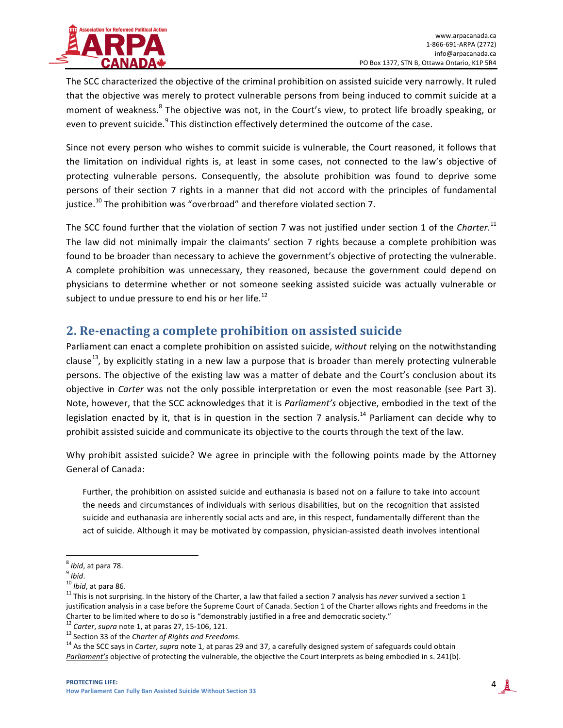The SCC characterized the objective of the criminal prohibition on assisted suicide very narrowly. It ruled that the objective was merely to protect vulnerable persons from being induced to commit suicide at a moment of weakness.[8] The objective was not, in the Court's view, to protect life broadly speaking, or even to prevent suicide.[9] This distinction effectively determined the outcome of the case.

Since not every person who wishes to commit suicide is vulnerable, the Court reasoned, it follows that the limitation on individual rights is, at least in some cases, not connected to the law's objective of protecting vulnerable persons. Consequently, the absolute prohibition was found to deprive some persons of their section 7 rights in a manner that did not accord with the principles of fundamental justice.[10] The prohibition was "overbroad" and therefore violated section 7.

The SCC found further that the violation of section 7 was not justified under section 1 of the *Charter*.[11] The law did not minimally impair the claimants' section 7 rights because a complete prohibition was found to be broader than necessary to achieve the government's objective of protecting the vulnerable. A complete prohibition was unnecessary, they reasoned, because the government could depend on physicians to determine whether or not someone seeking assisted suicide was actually vulnerable or subject to undue pressure to end his or her life.[12]

## 2. Re-enacting a complete prohibition on assisted suicide

Parliament can enact a complete prohibition on assisted suicide, *without* relying on the notwithstanding clause[13], by explicitly stating in a new law a purpose that is broader than merely protecting vulnerable persons. The objective of the existing law was a matter of debate and the Court's conclusion about its objective in *Carter* was not the only possible interpretation or even the most reasonable (see Part 3). Note, however, that the SCC acknowledges that it is *Parliament's* objective, embodied in the text of the legislation enacted by it, that is in question in the section 7 analysis.[14] Parliament can decide why to prohibit assisted suicide and communicate its objective to the courts through the text of the law.

Why prohibit assisted suicide? We agree in principle with the following points made by the Attorney General of Canada:

> Further, the prohibition on assisted suicide and euthanasia is based not on a failure to take into account the needs and circumstances of individuals with serious disabilities, but on the recognition that assisted suicide and euthanasia are inherently social acts and are, in this respect, fundamentally different than the act of suicide. Although it may be motivated by compassion, physician-assisted death involves intentional

---

[8] *Ibid*, at para 78.

[9] *Ibid*.

[10] *Ibid*, at para 86.

[11] This is not surprising. In the history of the Charter, a law that failed a section 7 analysis has *never* survived a section 1 justification analysis in a case before the Supreme Court of Canada. Section 1 of the Charter allows rights and freedoms in the Charter to be limited where to do so is "demonstrably justified in a free and democratic society."

[12] *Carter*, *supra* note 1, at paras 27, 15-106, 121.

[13] Section 33 of the *Charter of Rights and Freedoms*.

[14] As the SCC says in *Carter*, *supra* note 1, at paras 29 and 37, a carefully designed system of safeguards could obtain *Parliament's* objective of protecting the vulnerable, the objective the Court interprets as being embodied in s. 241(b).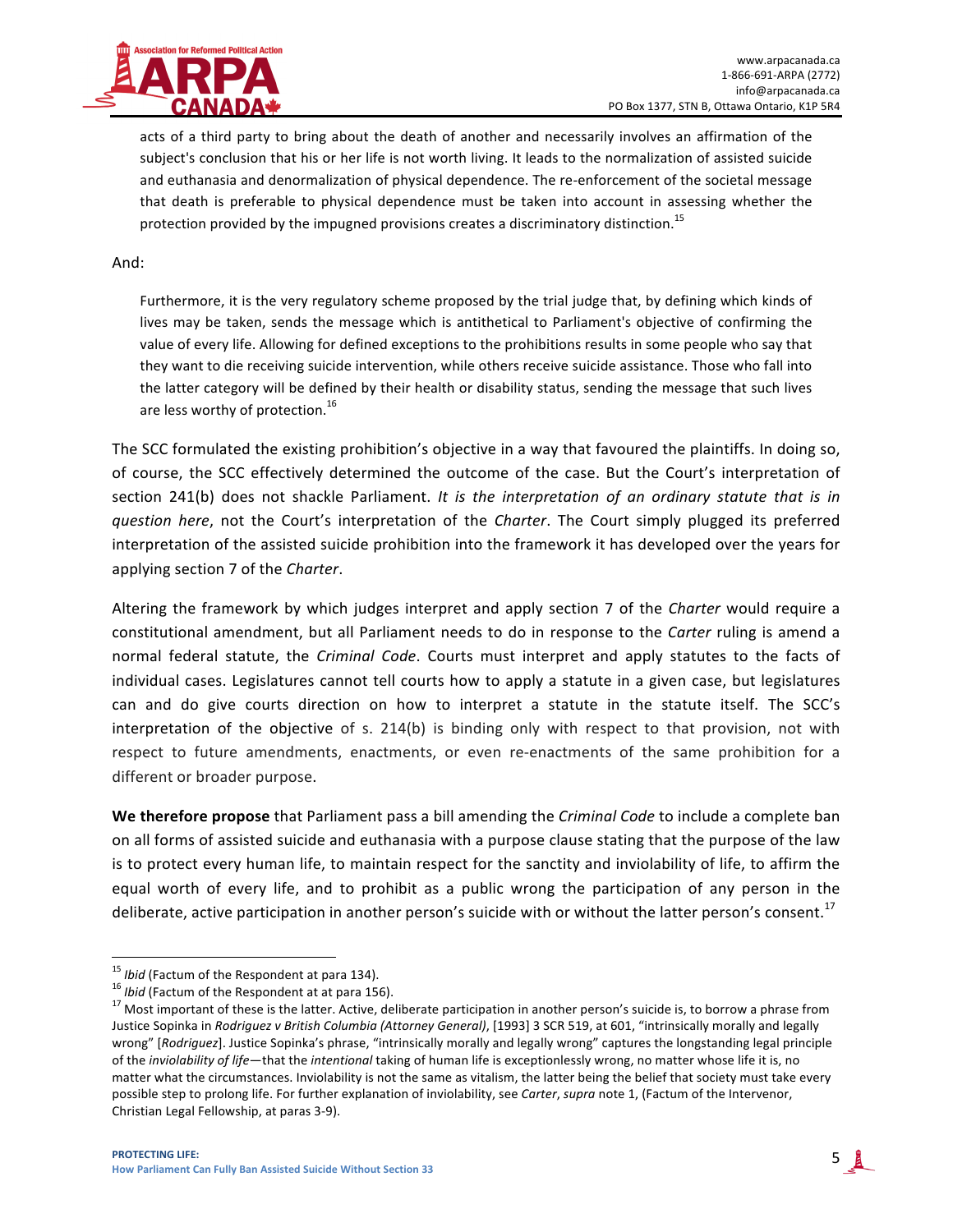> acts of a third party to bring about the death of another and necessarily involves an affirmation of the subject's conclusion that his or her life is not worth living. It leads to the normalization of assisted suicide and euthanasia and denormalization of physical dependence. The re-enforcement of the societal message that death is preferable to physical dependence must be taken into account in assessing whether the protection provided by the impugned provisions creates a discriminatory distinction.[15]

And:

> Furthermore, it is the very regulatory scheme proposed by the trial judge that, by defining which kinds of lives may be taken, sends the message which is antithetical to Parliament's objective of confirming the value of every life. Allowing for defined exceptions to the prohibitions results in some people who say that they want to die receiving suicide intervention, while others receive suicide assistance. Those who fall into the latter category will be defined by their health or disability status, sending the message that such lives are less worthy of protection.[16]

The SCC formulated the existing prohibition's objective in a way that favoured the plaintiffs. In doing so, of course, the SCC effectively determined the outcome of the case. But the Court's interpretation of section 241(b) does not shackle Parliament. *It is the interpretation of an ordinary statute that is in question here*, not the Court's interpretation of the *Charter*. The Court simply plugged its preferred interpretation of the assisted suicide prohibition into the framework it has developed over the years for applying section 7 of the *Charter*.

Altering the framework by which judges interpret and apply section 7 of the *Charter* would require a constitutional amendment, but all Parliament needs to do in response to the *Carter* ruling is amend a normal federal statute, the *Criminal Code*. Courts must interpret and apply statutes to the facts of individual cases. Legislatures cannot tell courts how to apply a statute in a given case, but legislatures can and do give courts direction on how to interpret a statute in the statute itself. The SCC's interpretation of the objective of s. 214(b) is binding only with respect to that provision, not with respect to future amendments, enactments, or even re-enactments of the same prohibition for a different or broader purpose.

**We therefore propose** that Parliament pass a bill amending the *Criminal Code* to include a complete ban on all forms of assisted suicide and euthanasia with a purpose clause stating that the purpose of the law is to protect every human life, to maintain respect for the sanctity and inviolability of life, to affirm the equal worth of every life, and to prohibit as a public wrong the participation of any person in the deliberate, active participation in another person's suicide with or without the latter person's consent.[17]

---

[15] *Ibid* (Factum of the Respondent at para 134).

[16] *Ibid* (Factum of the Respondent at at para 156).

[17] Most important of these is the latter. Active, deliberate participation in another person's suicide is, to borrow a phrase from Justice Sopinka in *Rodriguez v British Columbia (Attorney General)*, [1993] 3 SCR 519, at 601, "intrinsically morally and legally wrong" [*Rodriguez*]. Justice Sopinka's phrase, "intrinsically morally and legally wrong" captures the longstanding legal principle of the *inviolability of life*—that the *intentional* taking of human life is exceptionlessly wrong, no matter whose life it is, no matter what the circumstances. Inviolability is not the same as vitalism, the latter being the belief that society must take every possible step to prolong life. For further explanation of inviolability, see *Carter*, *supra* note 1, (Factum of the Intervenor, Christian Legal Fellowship, at paras 3-9).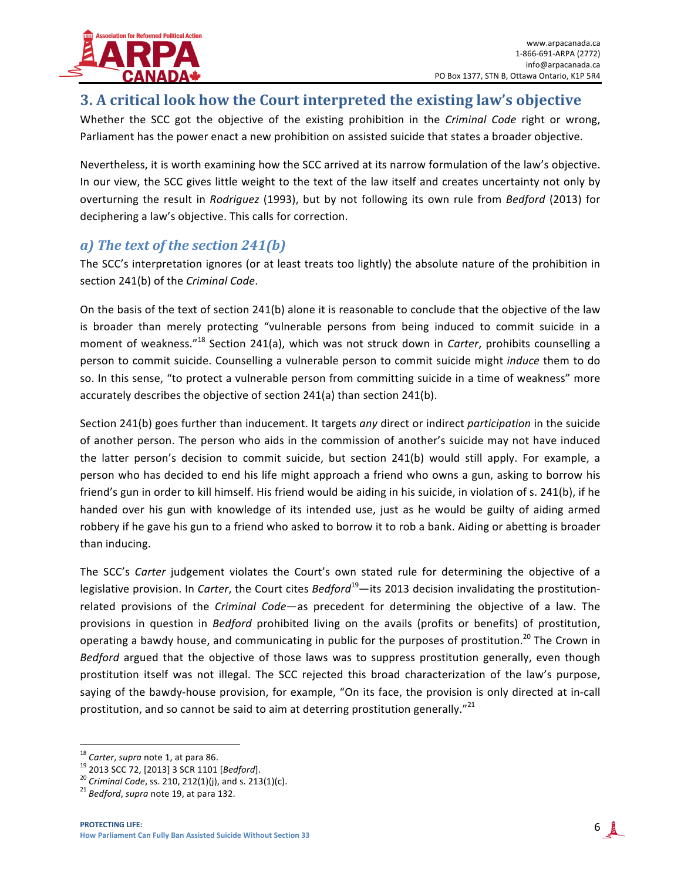## 3. A critical look how the Court interpreted the existing law's objective

Whether the SCC got the objective of the existing prohibition in the *Criminal Code* right or wrong, Parliament has the power enact a new prohibition on assisted suicide that states a broader objective.

Nevertheless, it is worth examining how the SCC arrived at its narrow formulation of the law's objective. In our view, the SCC gives little weight to the text of the law itself and creates uncertainty not only by overturning the result in *Rodriguez* (1993), but by not following its own rule from *Bedford* (2013) for deciphering a law's objective. This calls for correction.

### *a) The text of the section 241(b)*

The SCC's interpretation ignores (or at least treats too lightly) the absolute nature of the prohibition in section 241(b) of the *Criminal Code*.

On the basis of the text of section 241(b) alone it is reasonable to conclude that the objective of the law is broader than merely protecting "vulnerable persons from being induced to commit suicide in a moment of weakness."[18] Section 241(a), which was not struck down in *Carter*, prohibits counselling a person to commit suicide. Counselling a vulnerable person to commit suicide might *induce* them to do so. In this sense, "to protect a vulnerable person from committing suicide in a time of weakness" more accurately describes the objective of section 241(a) than section 241(b).

Section 241(b) goes further than inducement. It targets *any* direct or indirect *participation* in the suicide of another person. The person who aids in the commission of another's suicide may not have induced the latter person's decision to commit suicide, but section 241(b) would still apply. For example, a person who has decided to end his life might approach a friend who owns a gun, asking to borrow his friend's gun in order to kill himself. His friend would be aiding in his suicide, in violation of s. 241(b), if he handed over his gun with knowledge of its intended use, just as he would be guilty of aiding armed robbery if he gave his gun to a friend who asked to borrow it to rob a bank. Aiding or abetting is broader than inducing.

The SCC's *Carter* judgement violates the Court's own stated rule for determining the objective of a legislative provision. In *Carter*, the Court cites *Bedford*[19]—its 2013 decision invalidating the prostitution-related provisions of the *Criminal Code*—as precedent for determining the objective of a law. The provisions in question in *Bedford* prohibited living on the avails (profits or benefits) of prostitution, operating a bawdy house, and communicating in public for the purposes of prostitution.[20] The Crown in *Bedford* argued that the objective of those laws was to suppress prostitution generally, even though prostitution itself was not illegal. The SCC rejected this broad characterization of the law's purpose, saying of the bawdy-house provision, for example, "On its face, the provision is only directed at in-call prostitution, and so cannot be said to aim at deterring prostitution generally."[21]

---

[18] *Carter*, *supra* note 1, at para 86.
[19] 2013 SCC 72, [2013] 3 SCR 1101 [*Bedford*].
[20] *Criminal Code*, ss. 210, 212(1)(j), and s. 213(1)(c).
[21] *Bedford*, *supra* note 19, at para 132.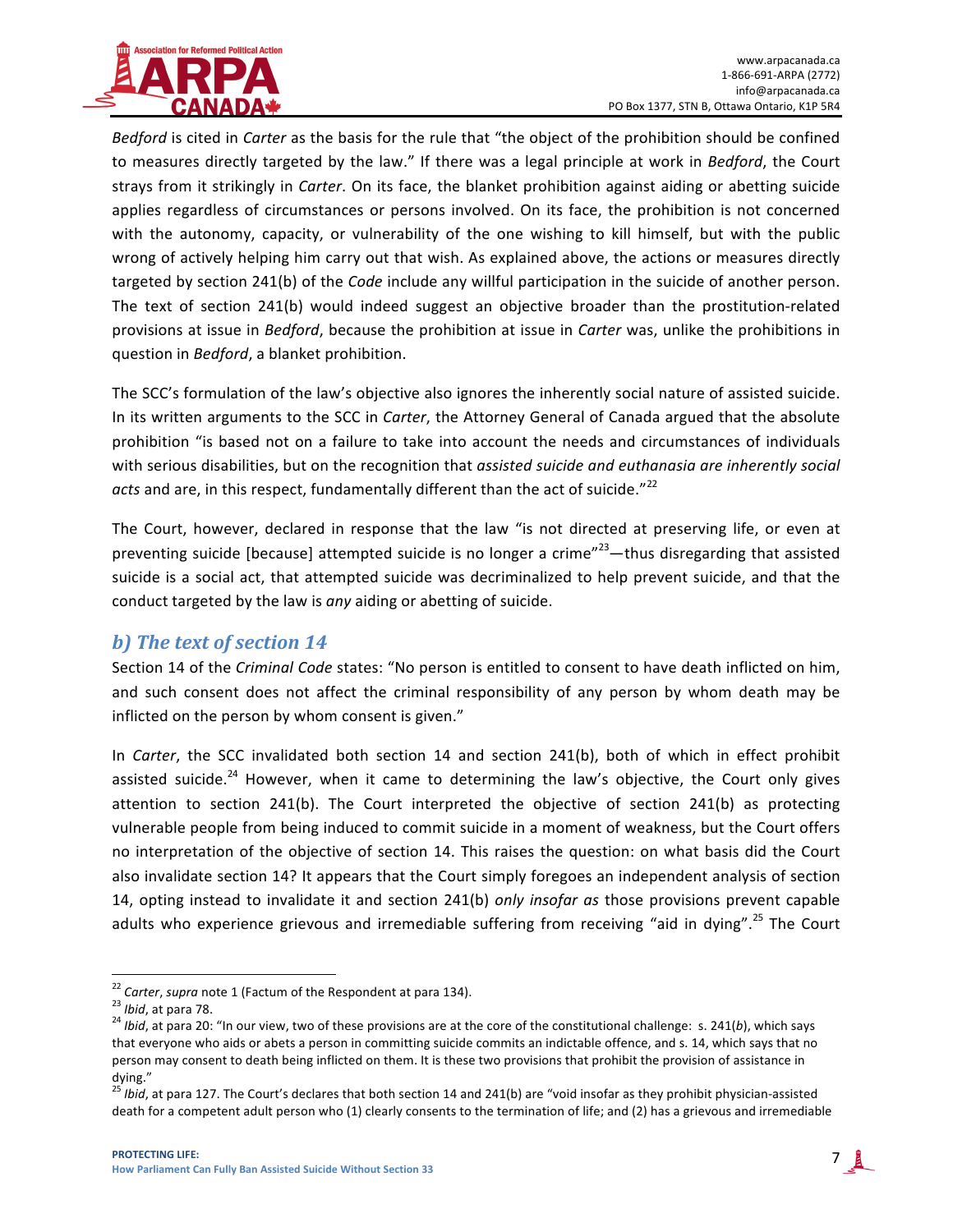*Bedford* is cited in *Carter* as the basis for the rule that "the object of the prohibition should be confined to measures directly targeted by the law." If there was a legal principle at work in *Bedford*, the Court strays from it strikingly in *Carter*. On its face, the blanket prohibition against aiding or abetting suicide applies regardless of circumstances or persons involved. On its face, the prohibition is not concerned with the autonomy, capacity, or vulnerability of the one wishing to kill himself, but with the public wrong of actively helping him carry out that wish. As explained above, the actions or measures directly targeted by section 241(b) of the *Code* include any willful participation in the suicide of another person. The text of section 241(b) would indeed suggest an objective broader than the prostitution-related provisions at issue in *Bedford*, because the prohibition at issue in *Carter* was, unlike the prohibitions in question in *Bedford*, a blanket prohibition.

The SCC's formulation of the law's objective also ignores the inherently social nature of assisted suicide. In its written arguments to the SCC in *Carter*, the Attorney General of Canada argued that the absolute prohibition "is based not on a failure to take into account the needs and circumstances of individuals with serious disabilities, but on the recognition that *assisted suicide and euthanasia are inherently social acts* and are, in this respect, fundamentally different than the act of suicide."[22]

The Court, however, declared in response that the law "is not directed at preserving life, or even at preventing suicide [because] attempted suicide is no longer a crime"[23]—thus disregarding that assisted suicide is a social act, that attempted suicide was decriminalized to help prevent suicide, and that the conduct targeted by the law is *any* aiding or abetting of suicide.

### *b) The text of section 14*

Section 14 of the *Criminal Code* states: "No person is entitled to consent to have death inflicted on him, and such consent does not affect the criminal responsibility of any person by whom death may be inflicted on the person by whom consent is given."

In *Carter*, the SCC invalidated both section 14 and section 241(b), both of which in effect prohibit assisted suicide.[24] However, when it came to determining the law's objective, the Court only gives attention to section 241(b). The Court interpreted the objective of section 241(b) as protecting vulnerable people from being induced to commit suicide in a moment of weakness, but the Court offers no interpretation of the objective of section 14. This raises the question: on what basis did the Court also invalidate section 14? It appears that the Court simply foregoes an independent analysis of section 14, opting instead to invalidate it and section 241(b) *only insofar as* those provisions prevent capable adults who experience grievous and irremediable suffering from receiving "aid in dying".[25] The Court

---

[22] *Carter*, *supra* note 1 (Factum of the Respondent at para 134).

[23] *Ibid*, at para 78.

[24] *Ibid*, at para 20: "In our view, two of these provisions are at the core of the constitutional challenge: s. 241(*b*), which says that everyone who aids or abets a person in committing suicide commits an indictable offence, and s. 14, which says that no person may consent to death being inflicted on them. It is these two provisions that prohibit the provision of assistance in dying."

[25] *Ibid*, at para 127. The Court's declares that both section 14 and 241(b) are "void insofar as they prohibit physician-assisted death for a competent adult person who (1) clearly consents to the termination of life; and (2) has a grievous and irremediable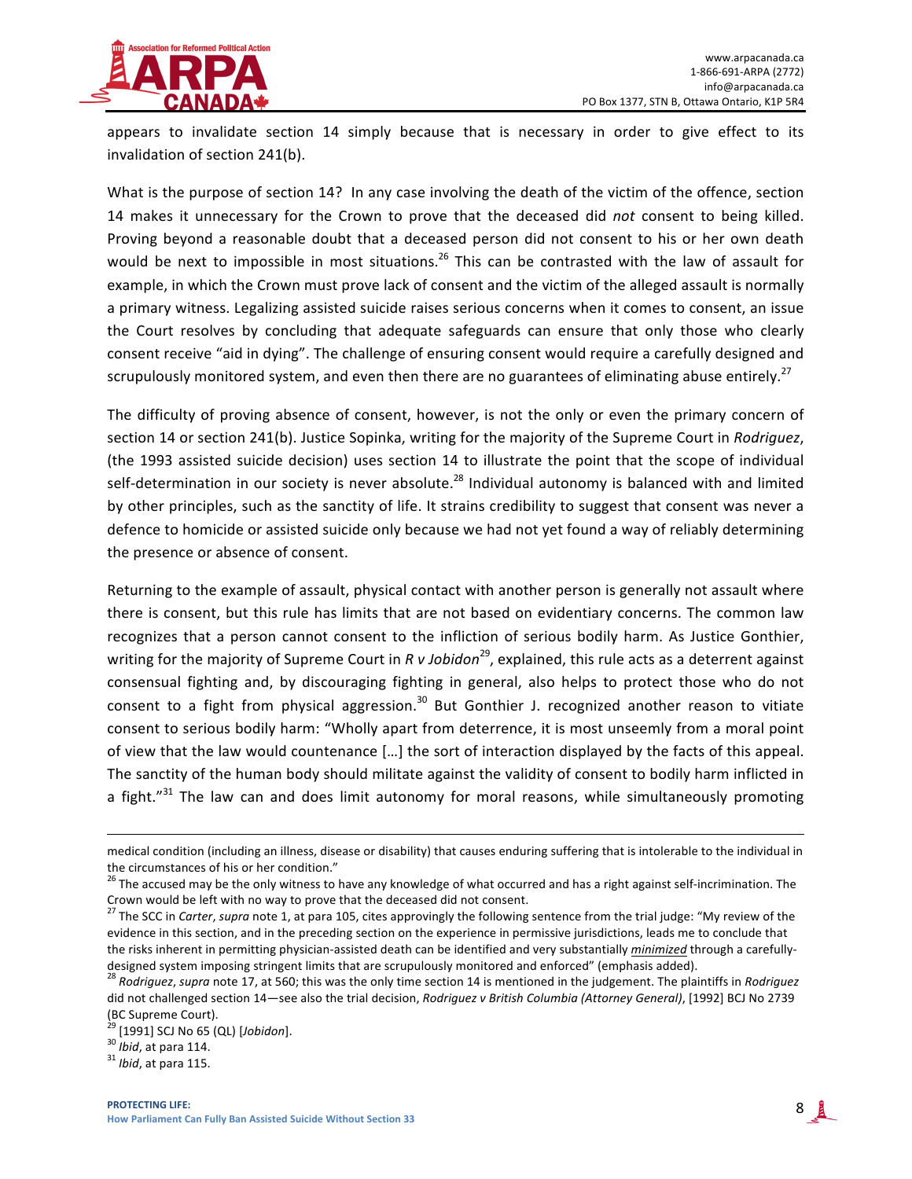appears to invalidate section 14 simply because that is necessary in order to give effect to its invalidation of section 241(b).

What is the purpose of section 14? In any case involving the death of the victim of the offence, section 14 makes it unnecessary for the Crown to prove that the deceased did *not* consent to being killed. Proving beyond a reasonable doubt that a deceased person did not consent to his or her own death would be next to impossible in most situations.[26] This can be contrasted with the law of assault for example, in which the Crown must prove lack of consent and the victim of the alleged assault is normally a primary witness. Legalizing assisted suicide raises serious concerns when it comes to consent, an issue the Court resolves by concluding that adequate safeguards can ensure that only those who clearly consent receive "aid in dying". The challenge of ensuring consent would require a carefully designed and scrupulously monitored system, and even then there are no guarantees of eliminating abuse entirely.[27]

The difficulty of proving absence of consent, however, is not the only or even the primary concern of section 14 or section 241(b). Justice Sopinka, writing for the majority of the Supreme Court in *Rodriguez*, (the 1993 assisted suicide decision) uses section 14 to illustrate the point that the scope of individual self-determination in our society is never absolute.[28] Individual autonomy is balanced with and limited by other principles, such as the sanctity of life. It strains credibility to suggest that consent was never a defence to homicide or assisted suicide only because we had not yet found a way of reliably determining the presence or absence of consent.

Returning to the example of assault, physical contact with another person is generally not assault where there is consent, but this rule has limits that are not based on evidentiary concerns. The common law recognizes that a person cannot consent to the infliction of serious bodily harm. As Justice Gonthier, writing for the majority of Supreme Court in *R v Jobidon*[29], explained, this rule acts as a deterrent against consensual fighting and, by discouraging fighting in general, also helps to protect those who do not consent to a fight from physical aggression.[30] But Gonthier J. recognized another reason to vitiate consent to serious bodily harm: "Wholly apart from deterrence, it is most unseemly from a moral point of view that the law would countenance […] the sort of interaction displayed by the facts of this appeal. The sanctity of the human body should militate against the validity of consent to bodily harm inflicted in a fight."[31] The law can and does limit autonomy for moral reasons, while simultaneously promoting

---

medical condition (including an illness, disease or disability) that causes enduring suffering that is intolerable to the individual in the circumstances of his or her condition."

[26] The accused may be the only witness to have any knowledge of what occurred and has a right against self-incrimination. The Crown would be left with no way to prove that the deceased did not consent.

[27] The SCC in *Carter*, *supra* note 1, at para 105, cites approvingly the following sentence from the trial judge: "My review of the evidence in this section, and in the preceding section on the experience in permissive jurisdictions, leads me to conclude that the risks inherent in permitting physician-assisted death can be identified and very substantially ***minimized*** through a carefully-designed system imposing stringent limits that are scrupulously monitored and enforced" (emphasis added).

[28] *Rodriguez*, *supra* note 17, at 560; this was the only time section 14 is mentioned in the judgement. The plaintiffs in *Rodriguez* did not challenged section 14—see also the trial decision, *Rodriguez v British Columbia (Attorney General)*, [1992] BCJ No 2739 (BC Supreme Court).

[29] [1991] SCJ No 65 (QL) [*Jobidon*].

[30] *Ibid*, at para 114.

[31] *Ibid*, at para 115.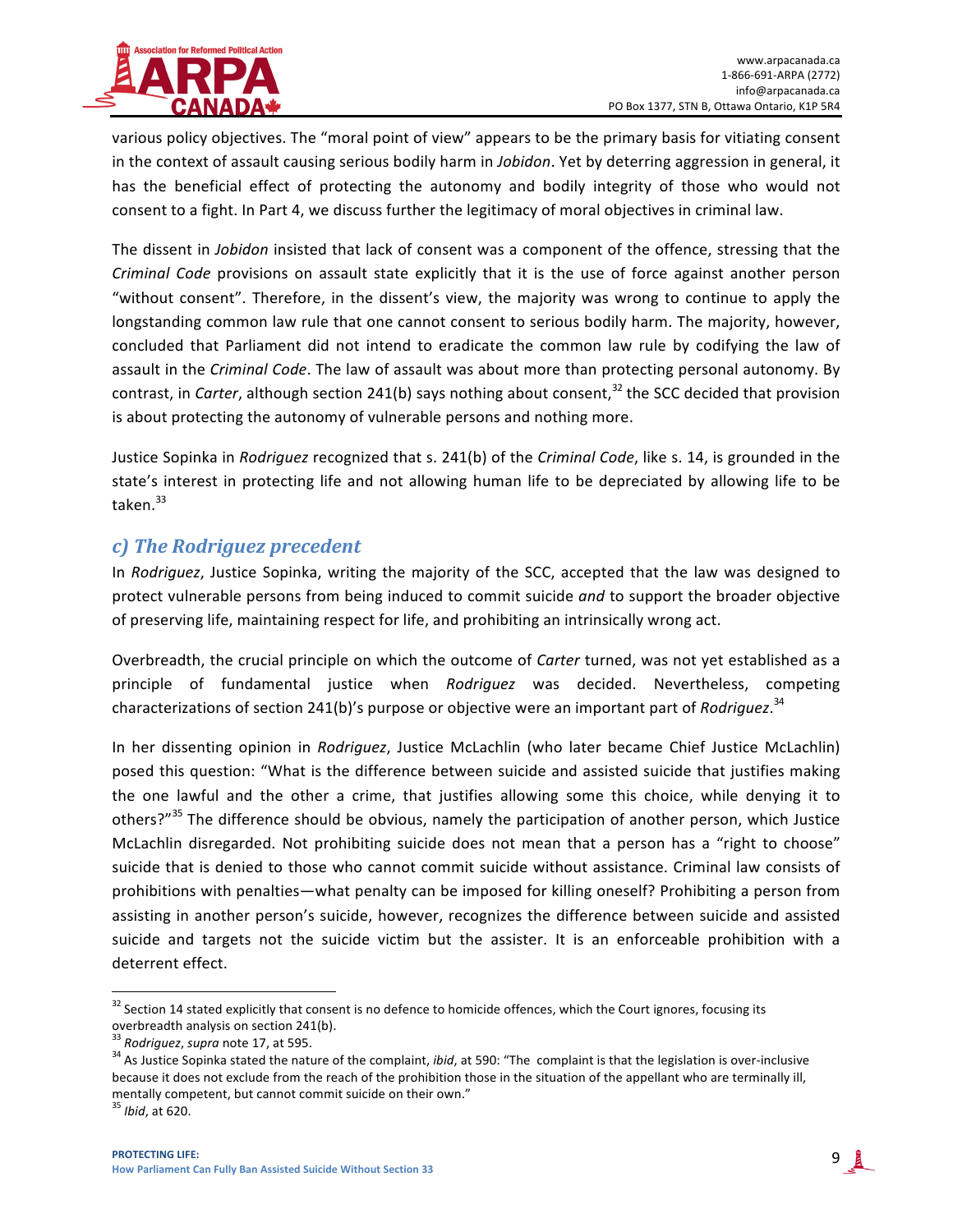various policy objectives. The "moral point of view" appears to be the primary basis for vitiating consent in the context of assault causing serious bodily harm in *Jobidon*. Yet by deterring aggression in general, it has the beneficial effect of protecting the autonomy and bodily integrity of those who would not consent to a fight. In Part 4, we discuss further the legitimacy of moral objectives in criminal law.

The dissent in *Jobidon* insisted that lack of consent was a component of the offence, stressing that the *Criminal Code* provisions on assault state explicitly that it is the use of force against another person "without consent". Therefore, in the dissent's view, the majority was wrong to continue to apply the longstanding common law rule that one cannot consent to serious bodily harm. The majority, however, concluded that Parliament did not intend to eradicate the common law rule by codifying the law of assault in the *Criminal Code*. The law of assault was about more than protecting personal autonomy. By contrast, in *Carter*, although section 241(b) says nothing about consent,[32] the SCC decided that provision is about protecting the autonomy of vulnerable persons and nothing more.

Justice Sopinka in *Rodriguez* recognized that s. 241(b) of the *Criminal Code*, like s. 14, is grounded in the state's interest in protecting life and not allowing human life to be depreciated by allowing life to be taken.[33]

### c) The Rodriguez precedent

In *Rodriguez*, Justice Sopinka, writing the majority of the SCC, accepted that the law was designed to protect vulnerable persons from being induced to commit suicide *and* to support the broader objective of preserving life, maintaining respect for life, and prohibiting an intrinsically wrong act.

Overbreadth, the crucial principle on which the outcome of *Carter* turned, was not yet established as a principle of fundamental justice when *Rodriguez* was decided. Nevertheless, competing characterizations of section 241(b)'s purpose or objective were an important part of *Rodriguez*.[34]

In her dissenting opinion in *Rodriguez*, Justice McLachlin (who later became Chief Justice McLachlin) posed this question: "What is the difference between suicide and assisted suicide that justifies making the one lawful and the other a crime, that justifies allowing some this choice, while denying it to others?"[35] The difference should be obvious, namely the participation of another person, which Justice McLachlin disregarded. Not prohibiting suicide does not mean that a person has a "right to choose" suicide that is denied to those who cannot commit suicide without assistance. Criminal law consists of prohibitions with penalties—what penalty can be imposed for killing oneself? Prohibiting a person from assisting in another person's suicide, however, recognizes the difference between suicide and assisted suicide and targets not the suicide victim but the assister. It is an enforceable prohibition with a deterrent effect.

---

[32] Section 14 stated explicitly that consent is no defence to homicide offences, which the Court ignores, focusing its overbreadth analysis on section 241(b).

[33] *Rodriguez*, *supra* note 17, at 595.

[34] As Justice Sopinka stated the nature of the complaint, *ibid*, at 590: "The complaint is that the legislation is over-inclusive because it does not exclude from the reach of the prohibition those in the situation of the appellant who are terminally ill, mentally competent, but cannot commit suicide on their own."

[35] *Ibid*, at 620.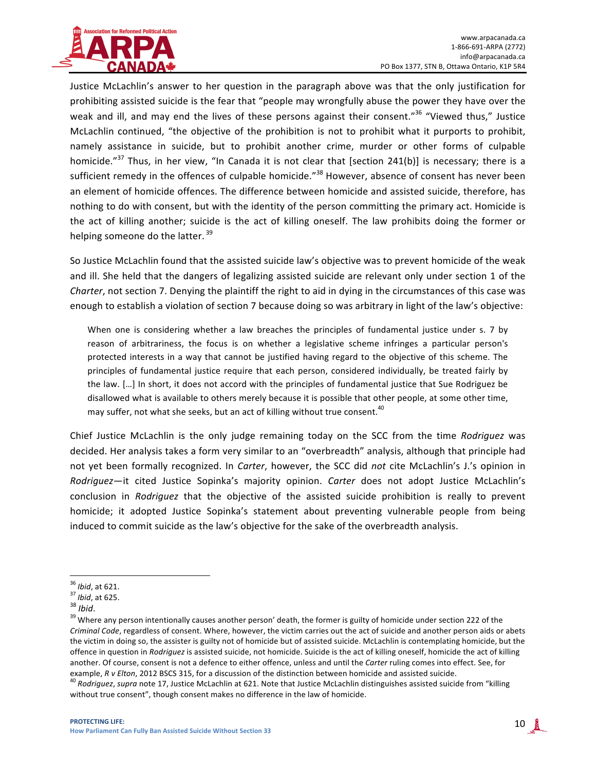Justice McLachlin's answer to her question in the paragraph above was that the only justification for prohibiting assisted suicide is the fear that "people may wrongfully abuse the power they have over the weak and ill, and may end the lives of these persons against their consent."[36] "Viewed thus," Justice McLachlin continued, "the objective of the prohibition is not to prohibit what it purports to prohibit, namely assistance in suicide, but to prohibit another crime, murder or other forms of culpable homicide."[37] Thus, in her view, "In Canada it is not clear that [section 241(b)] is necessary; there is a sufficient remedy in the offences of culpable homicide."[38] However, absence of consent has never been an element of homicide offences. The difference between homicide and assisted suicide, therefore, has nothing to do with consent, but with the identity of the person committing the primary act. Homicide is the act of killing another; suicide is the act of killing oneself. The law prohibits doing the former or helping someone do the latter.[39]

So Justice McLachlin found that the assisted suicide law's objective was to prevent homicide of the weak and ill. She held that the dangers of legalizing assisted suicide are relevant only under section 1 of the *Charter*, not section 7. Denying the plaintiff the right to aid in dying in the circumstances of this case was enough to establish a violation of section 7 because doing so was arbitrary in light of the law's objective:

> When one is considering whether a law breaches the principles of fundamental justice under s. 7 by reason of arbitrariness, the focus is on whether a legislative scheme infringes a particular person's protected interests in a way that cannot be justified having regard to the objective of this scheme. The principles of fundamental justice require that each person, considered individually, be treated fairly by the law. […] In short, it does not accord with the principles of fundamental justice that Sue Rodriguez be disallowed what is available to others merely because it is possible that other people, at some other time, may suffer, not what she seeks, but an act of killing without true consent.[40]

Chief Justice McLachlin is the only judge remaining today on the SCC from the time *Rodriguez* was decided. Her analysis takes a form very similar to an "overbreadth" analysis, although that principle had not yet been formally recognized. In *Carter*, however, the SCC did *not* cite McLachlin's J.'s opinion in *Rodriguez*—it cited Justice Sopinka's majority opinion. *Carter* does not adopt Justice McLachlin's conclusion in *Rodriguez* that the objective of the assisted suicide prohibition is really to prevent homicide; it adopted Justice Sopinka's statement about preventing vulnerable people from being induced to commit suicide as the law's objective for the sake of the overbreadth analysis.

---

[36] *Ibid*, at 621.

[37] *Ibid*, at 625.

[38] *Ibid*.

[39] Where any person intentionally causes another person' death, the former is guilty of homicide under section 222 of the *Criminal Code*, regardless of consent. Where, however, the victim carries out the act of suicide and another person aids or abets the victim in doing so, the assister is guilty not of homicide but of assisted suicide. McLachlin is contemplating homicide, but the offence in question in *Rodriguez* is assisted suicide, not homicide. Suicide is the act of killing oneself, homicide the act of killing another. Of course, consent is not a defence to either offence, unless and until the *Carter* ruling comes into effect. See, for example, *R v Elton*, 2012 BSCS 315, for a discussion of the distinction between homicide and assisted suicide.

[40] *Rodriguez*, *supra* note 17, Justice McLachlin at 621. Note that Justice McLachlin distinguishes assisted suicide from "killing without true consent", though consent makes no difference in the law of homicide.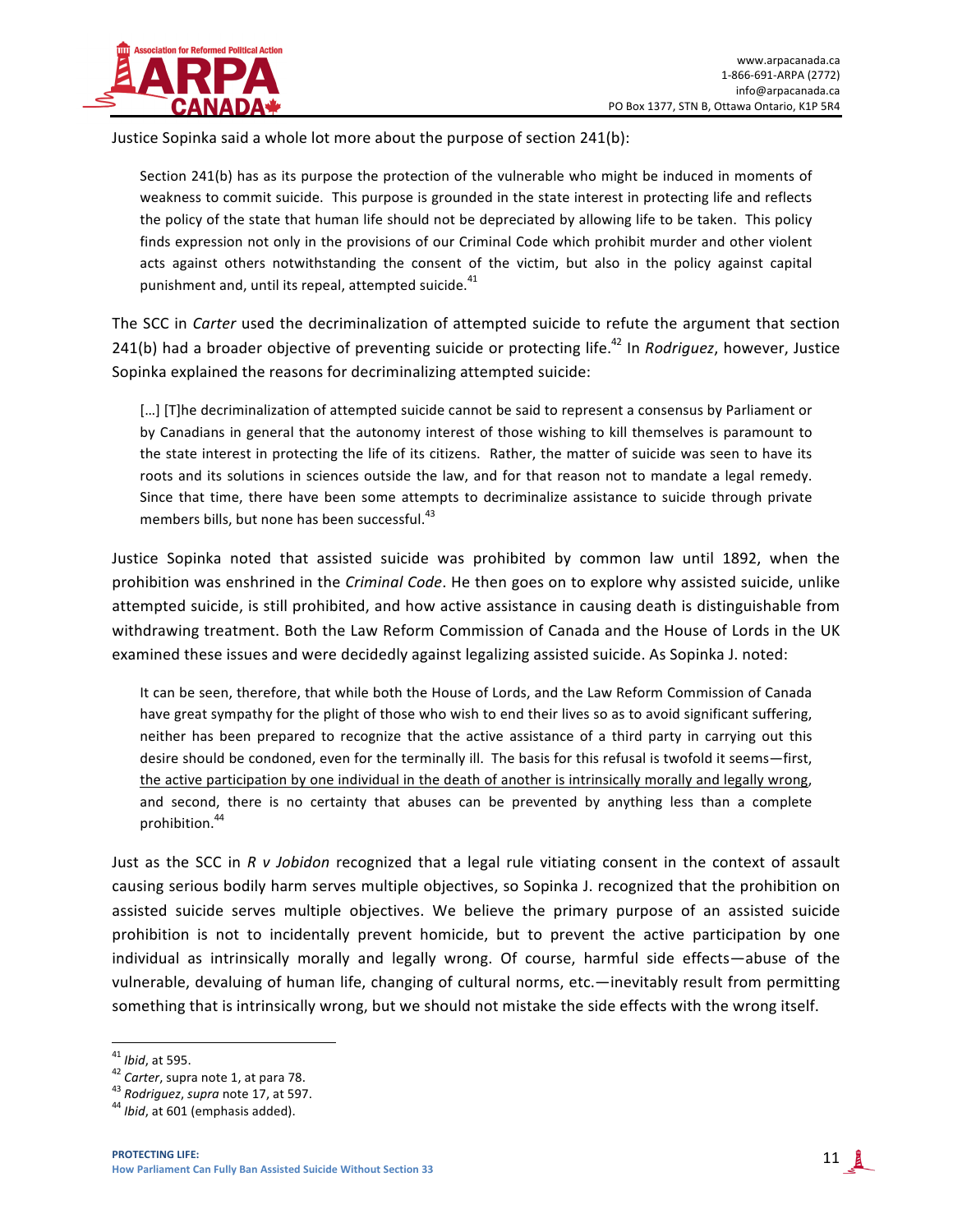Justice Sopinka said a whole lot more about the purpose of section 241(b):

> Section 241(b) has as its purpose the protection of the vulnerable who might be induced in moments of weakness to commit suicide. This purpose is grounded in the state interest in protecting life and reflects the policy of the state that human life should not be depreciated by allowing life to be taken. This policy finds expression not only in the provisions of our Criminal Code which prohibit murder and other violent acts against others notwithstanding the consent of the victim, but also in the policy against capital punishment and, until its repeal, attempted suicide.[41]

The SCC in *Carter* used the decriminalization of attempted suicide to refute the argument that section 241(b) had a broader objective of preventing suicide or protecting life.[42] In *Rodriguez*, however, Justice Sopinka explained the reasons for decriminalizing attempted suicide:

> […] [T]he decriminalization of attempted suicide cannot be said to represent a consensus by Parliament or by Canadians in general that the autonomy interest of those wishing to kill themselves is paramount to the state interest in protecting the life of its citizens. Rather, the matter of suicide was seen to have its roots and its solutions in sciences outside the law, and for that reason not to mandate a legal remedy. Since that time, there have been some attempts to decriminalize assistance to suicide through private members bills, but none has been successful.[43]

Justice Sopinka noted that assisted suicide was prohibited by common law until 1892, when the prohibition was enshrined in the *Criminal Code*. He then goes on to explore why assisted suicide, unlike attempted suicide, is still prohibited, and how active assistance in causing death is distinguishable from withdrawing treatment. Both the Law Reform Commission of Canada and the House of Lords in the UK examined these issues and were decidedly against legalizing assisted suicide. As Sopinka J. noted:

> It can be seen, therefore, that while both the House of Lords, and the Law Reform Commission of Canada have great sympathy for the plight of those who wish to end their lives so as to avoid significant suffering, neither has been prepared to recognize that the active assistance of a third party in carrying out this desire should be condoned, even for the terminally ill. The basis for this refusal is twofold it seems—first, <u>the active participation by one individual in the death of another is intrinsically morally and legally wrong</u>, and second, there is no certainty that abuses can be prevented by anything less than a complete prohibition.[44]

Just as the SCC in *R v Jobidon* recognized that a legal rule vitiating consent in the context of assault causing serious bodily harm serves multiple objectives, so Sopinka J. recognized that the prohibition on assisted suicide serves multiple objectives. We believe the primary purpose of an assisted suicide prohibition is not to incidentally prevent homicide, but to prevent the active participation by one individual as intrinsically morally and legally wrong. Of course, harmful side effects—abuse of the vulnerable, devaluing of human life, changing of cultural norms, etc.—inevitably result from permitting something that is intrinsically wrong, but we should not mistake the side effects with the wrong itself.

---

[41] *Ibid*, at 595.
[42] *Carter*, supra note 1, at para 78.
[43] *Rodriguez*, *supra* note 17, at 597.
[44] *Ibid*, at 601 (emphasis added).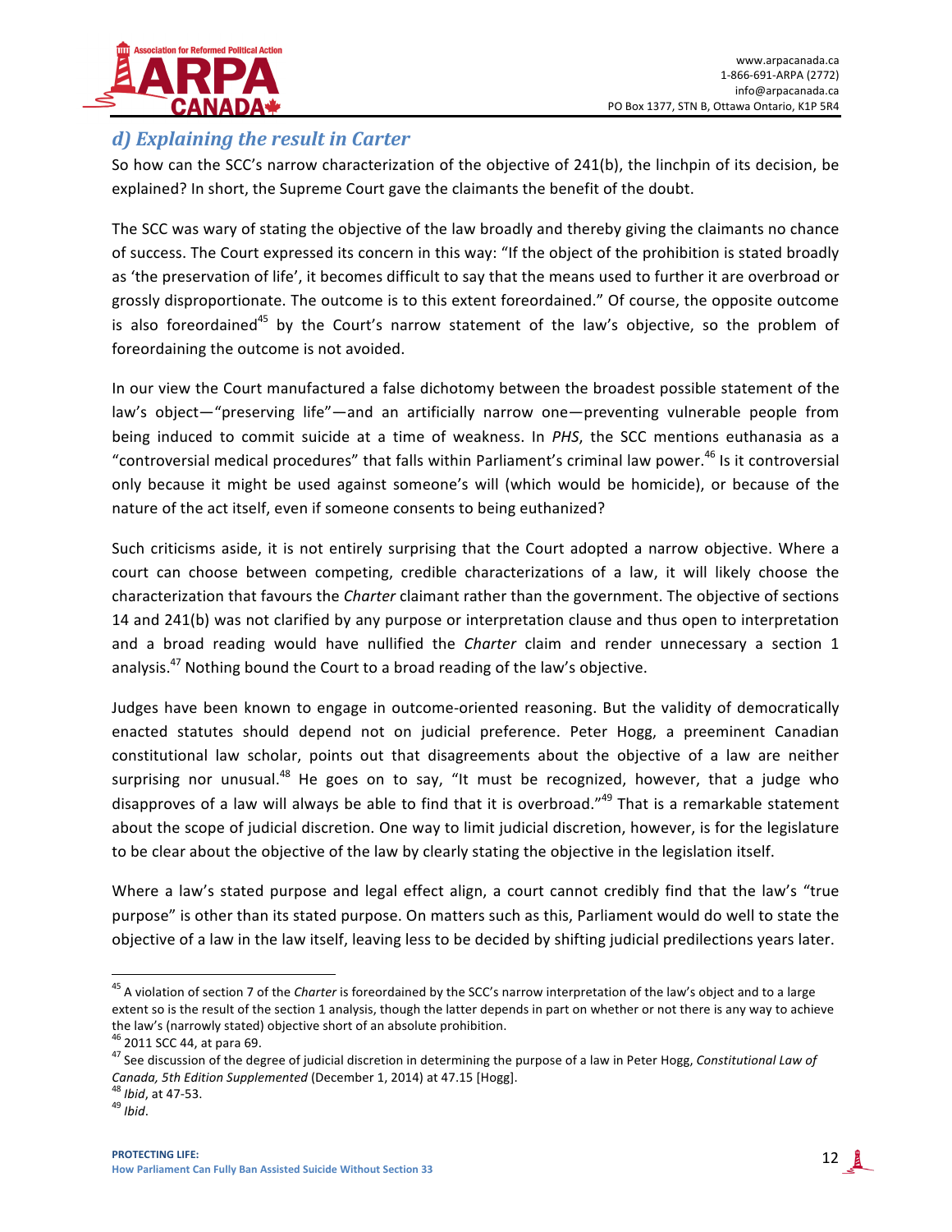### *d) Explaining the result in Carter*

So how can the SCC's narrow characterization of the objective of 241(b), the linchpin of its decision, be explained? In short, the Supreme Court gave the claimants the benefit of the doubt.

The SCC was wary of stating the objective of the law broadly and thereby giving the claimants no chance of success. The Court expressed its concern in this way: "If the object of the prohibition is stated broadly as 'the preservation of life', it becomes difficult to say that the means used to further it are overbroad or grossly disproportionate. The outcome is to this extent foreordained." Of course, the opposite outcome is also foreordained[45] by the Court's narrow statement of the law's objective, so the problem of foreordaining the outcome is not avoided.

In our view the Court manufactured a false dichotomy between the broadest possible statement of the law's object—"preserving life"—and an artificially narrow one—preventing vulnerable people from being induced to commit suicide at a time of weakness. In *PHS*, the SCC mentions euthanasia as a "controversial medical procedures" that falls within Parliament's criminal law power.[46] Is it controversial only because it might be used against someone's will (which would be homicide), or because of the nature of the act itself, even if someone consents to being euthanized?

Such criticisms aside, it is not entirely surprising that the Court adopted a narrow objective. Where a court can choose between competing, credible characterizations of a law, it will likely choose the characterization that favours the *Charter* claimant rather than the government. The objective of sections 14 and 241(b) was not clarified by any purpose or interpretation clause and thus open to interpretation and a broad reading would have nullified the *Charter* claim and render unnecessary a section 1 analysis.[47] Nothing bound the Court to a broad reading of the law's objective.

Judges have been known to engage in outcome-oriented reasoning. But the validity of democratically enacted statutes should depend not on judicial preference. Peter Hogg, a preeminent Canadian constitutional law scholar, points out that disagreements about the objective of a law are neither surprising nor unusual.[48] He goes on to say, "It must be recognized, however, that a judge who disapproves of a law will always be able to find that it is overbroad."[49] That is a remarkable statement about the scope of judicial discretion. One way to limit judicial discretion, however, is for the legislature to be clear about the objective of the law by clearly stating the objective in the legislation itself.

Where a law's stated purpose and legal effect align, a court cannot credibly find that the law's "true purpose" is other than its stated purpose. On matters such as this, Parliament would do well to state the objective of a law in the law itself, leaving less to be decided by shifting judicial predilections years later.

---

[45] A violation of section 7 of the *Charter* is foreordained by the SCC's narrow interpretation of the law's object and to a large extent so is the result of the section 1 analysis, though the latter depends in part on whether or not there is any way to achieve the law's (narrowly stated) objective short of an absolute prohibition.

[46] 2011 SCC 44, at para 69.

[47] See discussion of the degree of judicial discretion in determining the purpose of a law in Peter Hogg, *Constitutional Law of Canada, 5th Edition Supplemented* (December 1, 2014) at 47.15 [Hogg].

[48] *Ibid*, at 47-53.

[49] *Ibid*.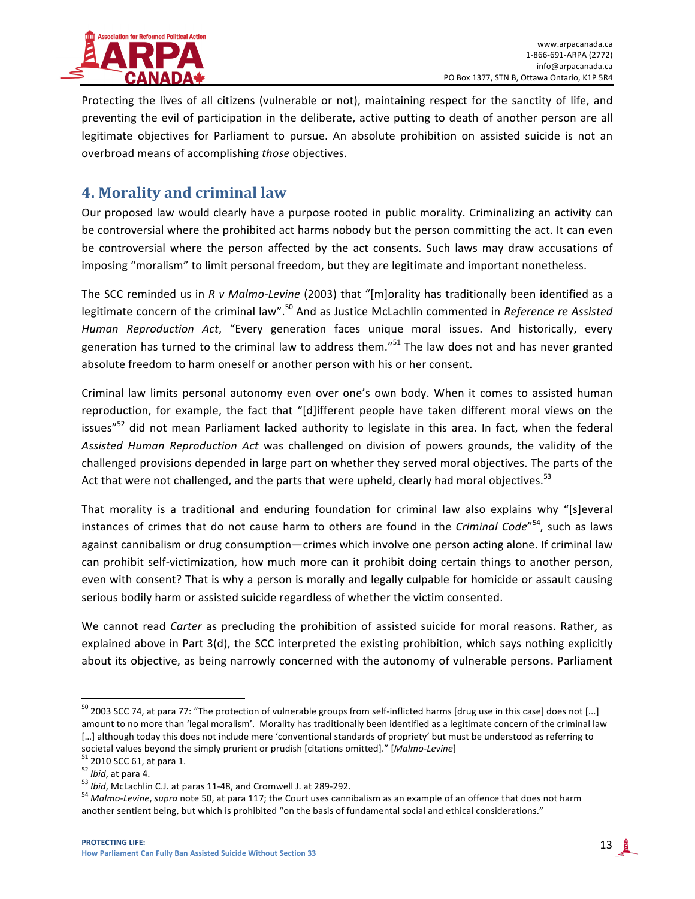Protecting the lives of all citizens (vulnerable or not), maintaining respect for the sanctity of life, and preventing the evil of participation in the deliberate, active putting to death of another person are all legitimate objectives for Parliament to pursue. An absolute prohibition on assisted suicide is not an overbroad means of accomplishing *those* objectives.

## 4. Morality and criminal law

Our proposed law would clearly have a purpose rooted in public morality. Criminalizing an activity can be controversial where the prohibited act harms nobody but the person committing the act. It can even be controversial where the person affected by the act consents. Such laws may draw accusations of imposing "moralism" to limit personal freedom, but they are legitimate and important nonetheless.

The SCC reminded us in *R v Malmo-Levine* (2003) that "[m]orality has traditionally been identified as a legitimate concern of the criminal law".[50] And as Justice McLachlin commented in *Reference re Assisted Human Reproduction Act*, "Every generation faces unique moral issues. And historically, every generation has turned to the criminal law to address them."[51] The law does not and has never granted absolute freedom to harm oneself or another person with his or her consent.

Criminal law limits personal autonomy even over one's own body. When it comes to assisted human reproduction, for example, the fact that "[d]ifferent people have taken different moral views on the issues"[52] did not mean Parliament lacked authority to legislate in this area. In fact, when the federal *Assisted Human Reproduction Act* was challenged on division of powers grounds, the validity of the challenged provisions depended in large part on whether they served moral objectives. The parts of the Act that were not challenged, and the parts that were upheld, clearly had moral objectives.[53]

That morality is a traditional and enduring foundation for criminal law also explains why "[s]everal instances of crimes that do not cause harm to others are found in the *Criminal Code*"[54], such as laws against cannibalism or drug consumption—crimes which involve one person acting alone. If criminal law can prohibit self-victimization, how much more can it prohibit doing certain things to another person, even with consent? That is why a person is morally and legally culpable for homicide or assault causing serious bodily harm or assisted suicide regardless of whether the victim consented.

We cannot read *Carter* as precluding the prohibition of assisted suicide for moral reasons. Rather, as explained above in Part 3(d), the SCC interpreted the existing prohibition, which says nothing explicitly about its objective, as being narrowly concerned with the autonomy of vulnerable persons. Parliament

---

[50] 2003 SCC 74, at para 77: "The protection of vulnerable groups from self-inflicted harms [drug use in this case] does not [...] amount to no more than 'legal moralism'. Morality has traditionally been identified as a legitimate concern of the criminal law […] although today this does not include mere 'conventional standards of propriety' but must be understood as referring to societal values beyond the simply prurient or prudish [citations omitted]." [*Malmo-Levine*]

[51] 2010 SCC 61, at para 1.

[52] *Ibid*, at para 4.

[53] *Ibid*, McLachlin C.J. at paras 11-48, and Cromwell J. at 289-292.

[54] *Malmo-Levine*, *supra* note 50, at para 117; the Court uses cannibalism as an example of an offence that does not harm another sentient being, but which is prohibited "on the basis of fundamental social and ethical considerations."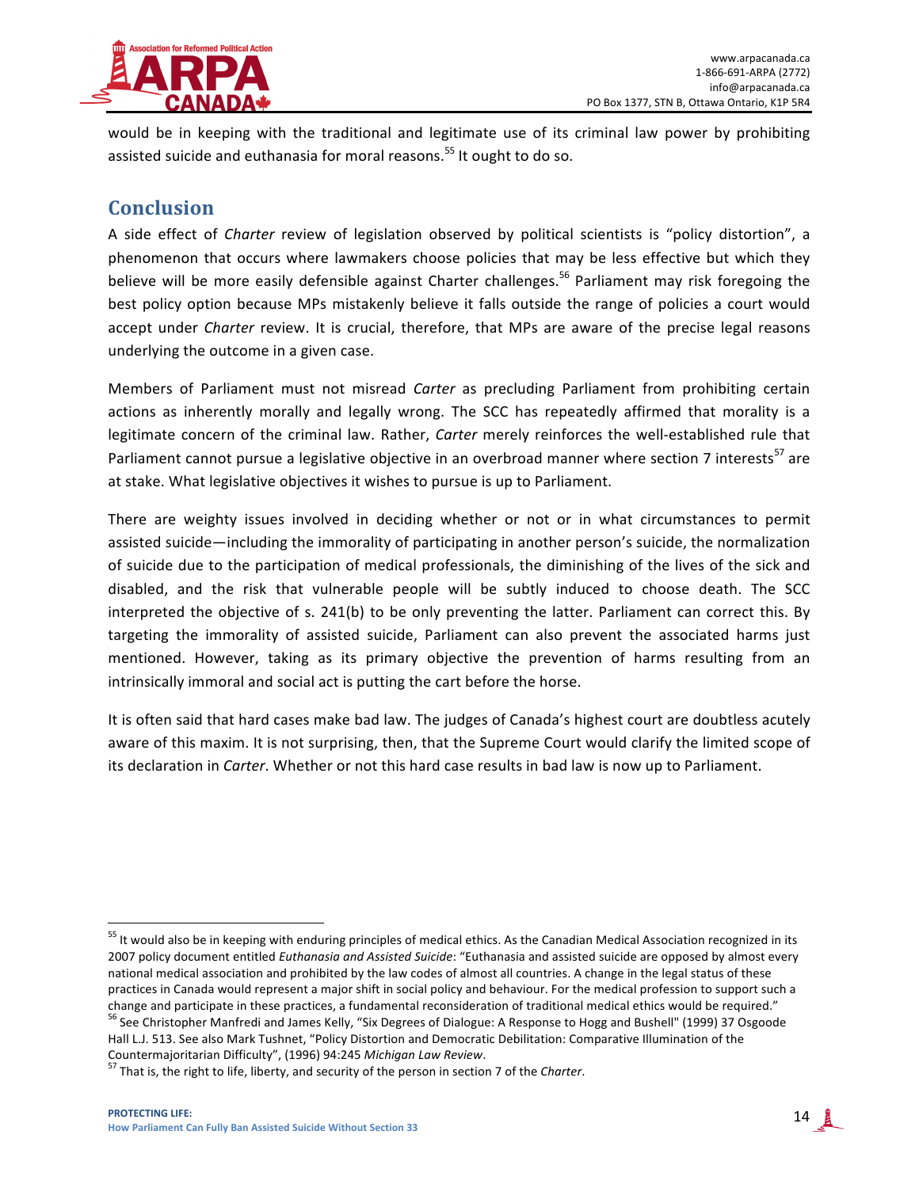would be in keeping with the traditional and legitimate use of its criminal law power by prohibiting assisted suicide and euthanasia for moral reasons.[55] It ought to do so.

## Conclusion

A side effect of *Charter* review of legislation observed by political scientists is "policy distortion", a phenomenon that occurs where lawmakers choose policies that may be less effective but which they believe will be more easily defensible against Charter challenges.[56] Parliament may risk foregoing the best policy option because MPs mistakenly believe it falls outside the range of policies a court would accept under *Charter* review. It is crucial, therefore, that MPs are aware of the precise legal reasons underlying the outcome in a given case.

Members of Parliament must not misread *Carter* as precluding Parliament from prohibiting certain actions as inherently morally and legally wrong. The SCC has repeatedly affirmed that morality is a legitimate concern of the criminal law. Rather, *Carter* merely reinforces the well-established rule that Parliament cannot pursue a legislative objective in an overbroad manner where section 7 interests[57] are at stake. What legislative objectives it wishes to pursue is up to Parliament.

There are weighty issues involved in deciding whether or not or in what circumstances to permit assisted suicide—including the immorality of participating in another person's suicide, the normalization of suicide due to the participation of medical professionals, the diminishing of the lives of the sick and disabled, and the risk that vulnerable people will be subtly induced to choose death. The SCC interpreted the objective of s. 241(b) to be only preventing the latter. Parliament can correct this. By targeting the immorality of assisted suicide, Parliament can also prevent the associated harms just mentioned. However, taking as its primary objective the prevention of harms resulting from an intrinsically immoral and social act is putting the cart before the horse.

It is often said that hard cases make bad law. The judges of Canada's highest court are doubtless acutely aware of this maxim. It is not surprising, then, that the Supreme Court would clarify the limited scope of its declaration in *Carter*. Whether or not this hard case results in bad law is now up to Parliament.

---

[55] It would also be in keeping with enduring principles of medical ethics. As the Canadian Medical Association recognized in its 2007 policy document entitled *Euthanasia and Assisted Suicide*: "Euthanasia and assisted suicide are opposed by almost every national medical association and prohibited by the law codes of almost all countries. A change in the legal status of these practices in Canada would represent a major shift in social policy and behaviour. For the medical profession to support such a change and participate in these practices, a fundamental reconsideration of traditional medical ethics would be required."

[56] See Christopher Manfredi and James Kelly, "Six Degrees of Dialogue: A Response to Hogg and Bushell" (1999) 37 Osgoode Hall L.J. 513. See also Mark Tushnet, "Policy Distortion and Democratic Debilitation: Comparative Illumination of the Countermajoritarian Difficulty", (1996) 94:245 *Michigan Law Review*.

[57] That is, the right to life, liberty, and security of the person in section 7 of the *Charter*.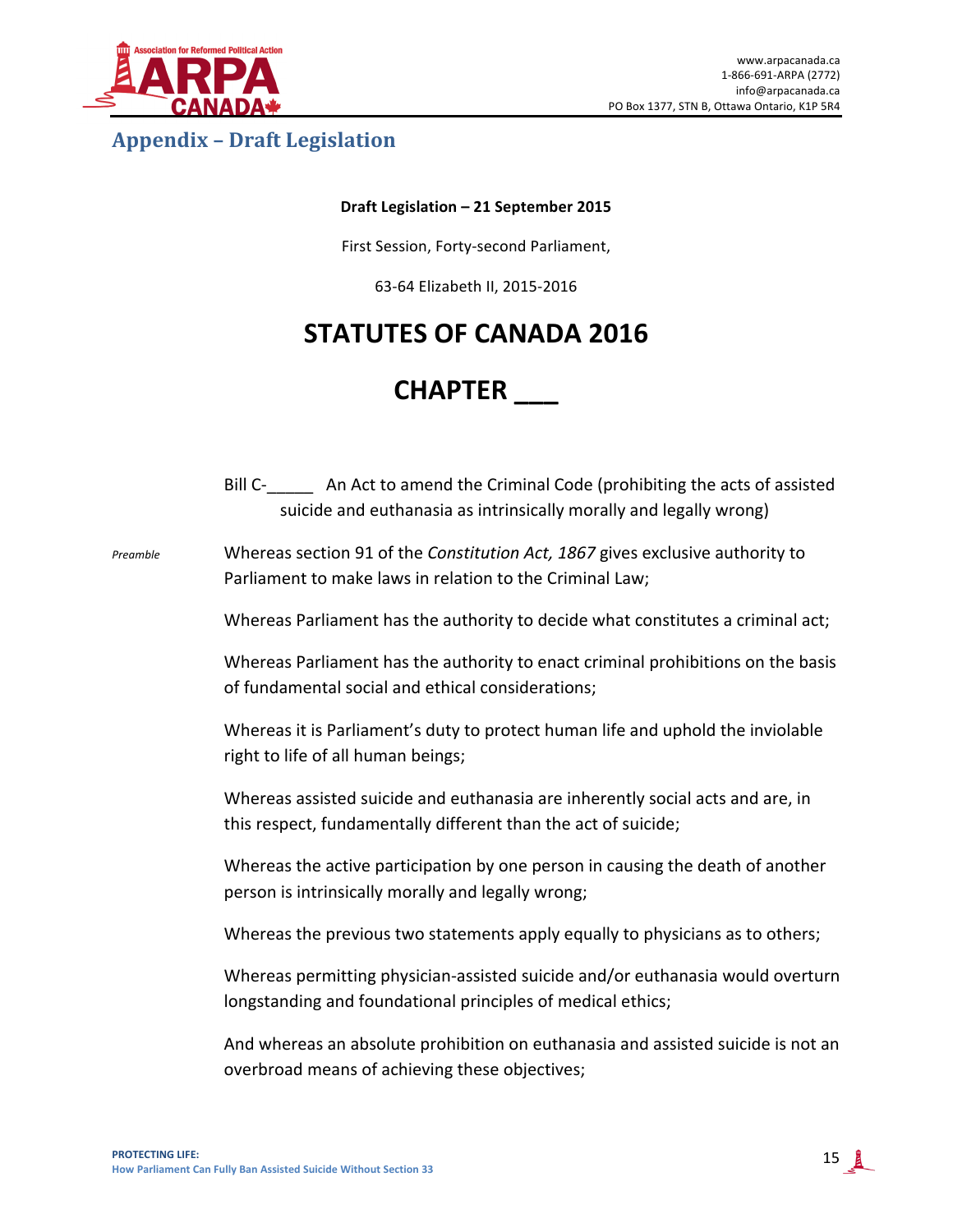## Appendix – Draft Legislation

**Draft Legislation – 21 September 2015**

First Session, Forty-second Parliament,

63-64 Elizabeth II, 2015-2016

# STATUTES OF CANADA 2016

# CHAPTER ___

Bill C-_____ An Act to amend the Criminal Code (prohibiting the acts of assisted suicide and euthanasia as intrinsically morally and legally wrong)

*Preamble*

Whereas section 91 of the *Constitution Act, 1867* gives exclusive authority to Parliament to make laws in relation to the Criminal Law;

Whereas Parliament has the authority to decide what constitutes a criminal act;

Whereas Parliament has the authority to enact criminal prohibitions on the basis of fundamental social and ethical considerations;

Whereas it is Parliament's duty to protect human life and uphold the inviolable right to life of all human beings;

Whereas assisted suicide and euthanasia are inherently social acts and are, in this respect, fundamentally different than the act of suicide;

Whereas the active participation by one person in causing the death of another person is intrinsically morally and legally wrong;

Whereas the previous two statements apply equally to physicians as to others;

Whereas permitting physician-assisted suicide and/or euthanasia would overturn longstanding and foundational principles of medical ethics;

And whereas an absolute prohibition on euthanasia and assisted suicide is not an overbroad means of achieving these objectives;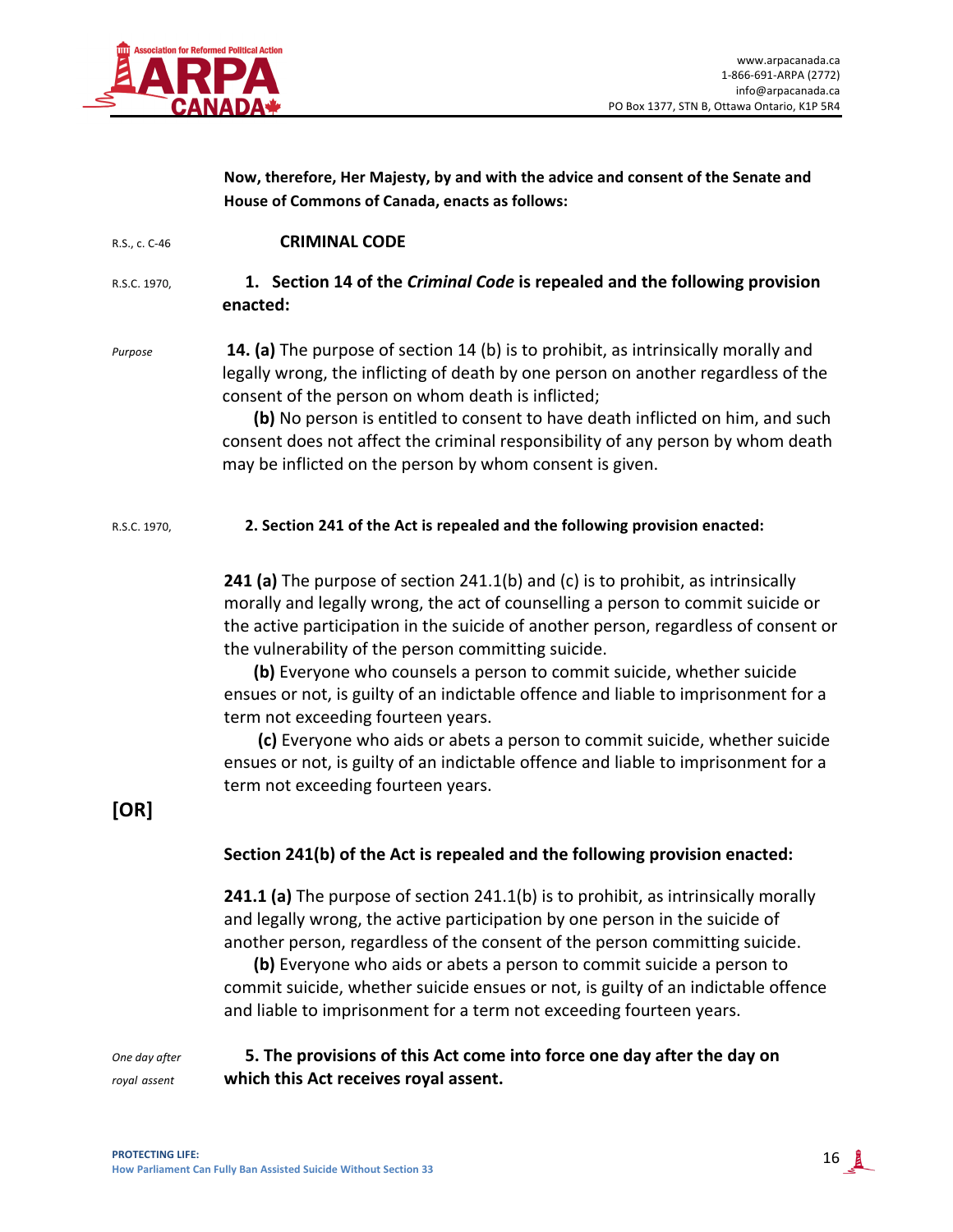**Now, therefore, Her Majesty, by and with the advice and consent of the Senate and House of Commons of Canada, enacts as follows:**

R.S., c. C-46

**CRIMINAL CODE**

R.S.C. 1970,

**1. Section 14 of the *Criminal Code* is repealed and the following provision enacted:**

*Purpose*

**14. (a)** The purpose of section 14 (b) is to prohibit, as intrinsically morally and legally wrong, the inflicting of death by one person on another regardless of the consent of the person on whom death is inflicted;

**(b)** No person is entitled to consent to have death inflicted on him, and such consent does not affect the criminal responsibility of any person by whom death may be inflicted on the person by whom consent is given.

R.S.C. 1970,

**2. Section 241 of the Act is repealed and the following provision enacted:**

**241 (a)** The purpose of section 241.1(b) and (c) is to prohibit, as intrinsically morally and legally wrong, the act of counselling a person to commit suicide or the active participation in the suicide of another person, regardless of consent or the vulnerability of the person committing suicide.

**(b)** Everyone who counsels a person to commit suicide, whether suicide ensues or not, is guilty of an indictable offence and liable to imprisonment for a term not exceeding fourteen years.

**(c)** Everyone who aids or abets a person to commit suicide, whether suicide ensues or not, is guilty of an indictable offence and liable to imprisonment for a term not exceeding fourteen years.

**[OR]**

**Section 241(b) of the Act is repealed and the following provision enacted:**

**241.1 (a)** The purpose of section 241.1(b) is to prohibit, as intrinsically morally and legally wrong, the active participation by one person in the suicide of another person, regardless of the consent of the person committing suicide.

**(b)** Everyone who aids or abets a person to commit suicide a person to commit suicide, whether suicide ensues or not, is guilty of an indictable offence and liable to imprisonment for a term not exceeding fourteen years.

*One day after royal assent*

**5. The provisions of this Act come into force one day after the day on which this Act receives royal assent.**